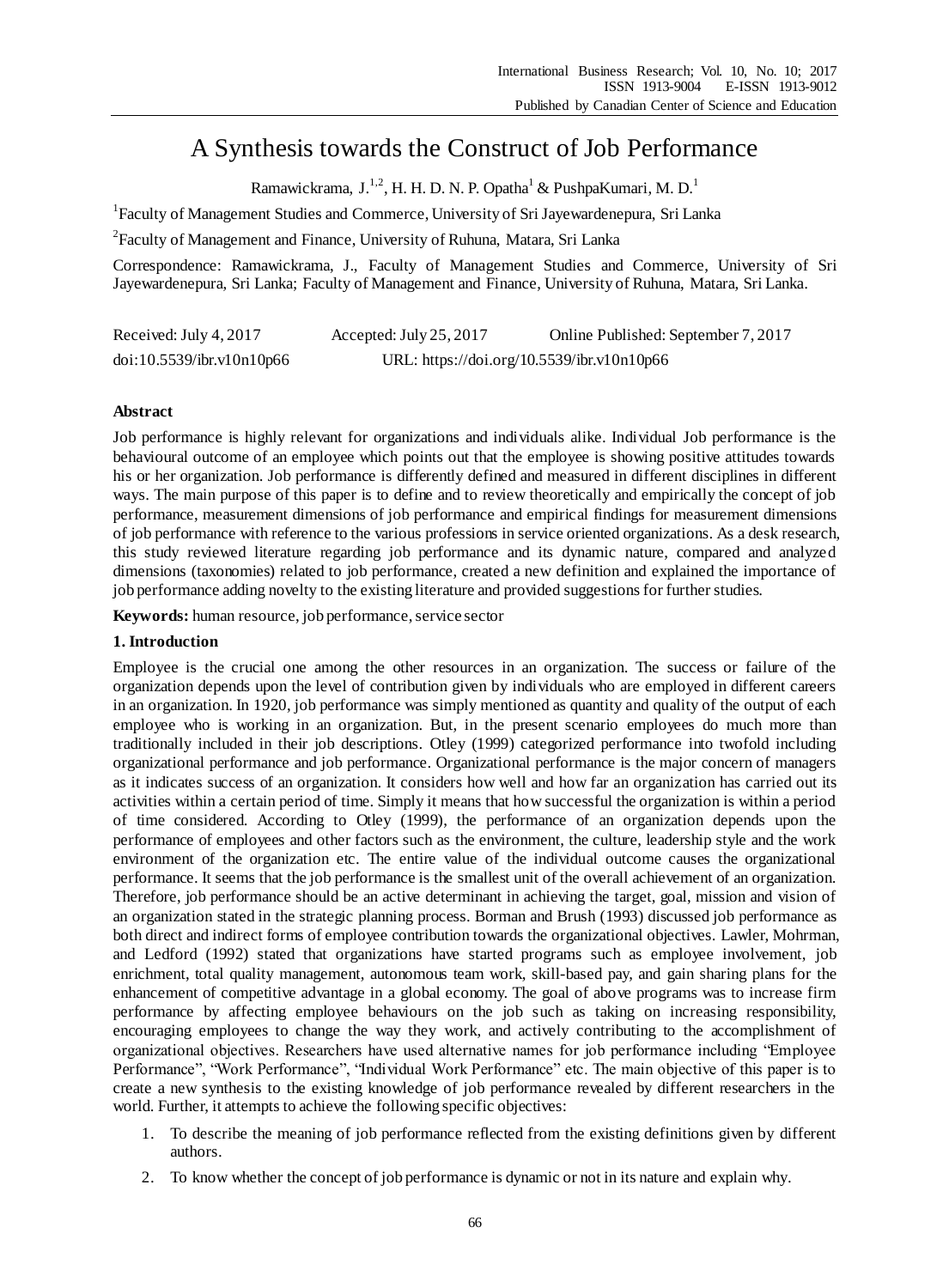# A Synthesis towards the Construct of Job Performance

Ramawickrama, J.[1,2], H. H. D. N. P. Opatha[1] & PushpaKumari, M. D.[1]

[1]Faculty of Management Studies and Commerce, University of Sri Jayewardenepura, Sri Lanka

[2]Faculty of Management and Finance, University of Ruhuna, Matara, Sri Lanka

Correspondence: Ramawickrama, J., Faculty of Management Studies and Commerce, University of Sri Jayewardenepura, Sri Lanka; Faculty of Management and Finance, University of Ruhuna, Matara, Sri Lanka.

Received: July 4, 2017 Accepted: July 25, 2017 Online Published: September 7, 2017

doi:10.5539/ibr.v10n10p66 URL: https://doi.org/10.5539/ibr.v10n10p66

## Abstract

Job performance is highly relevant for organizations and individuals alike. Individual Job performance is the behavioural outcome of an employee which points out that the employee is showing positive attitudes towards his or her organization. Job performance is differently defined and measured in different disciplines in different ways. The main purpose of this paper is to define and to review theoretically and empirically the concept of job performance, measurement dimensions of job performance and empirical findings for measurement dimensions of job performance with reference to the various professions in service oriented organizations. As a desk research, this study reviewed literature regarding job performance and its dynamic nature, compared and analyzed dimensions (taxonomies) related to job performance, created a new definition and explained the importance of job performance adding novelty to the existing literature and provided suggestions for further studies.

**Keywords:** human resource, job performance, service sector

## 1. Introduction

Employee is the crucial one among the other resources in an organization. The success or failure of the organization depends upon the level of contribution given by individuals who are employed in different careers in an organization. In 1920, job performance was simply mentioned as quantity and quality of the output of each employee who is working in an organization. But, in the present scenario employees do much more than traditionally included in their job descriptions. Otley (1999) categorized performance into twofold including organizational performance and job performance. Organizational performance is the major concern of managers as it indicates success of an organization. It considers how well and how far an organization has carried out its activities within a certain period of time. Simply it means that how successful the organization is within a period of time considered. According to Otley (1999), the performance of an organization depends upon the performance of employees and other factors such as the environment, the culture, leadership style and the work environment of the organization etc. The entire value of the individual outcome causes the organizational performance. It seems that the job performance is the smallest unit of the overall achievement of an organization. Therefore, job performance should be an active determinant in achieving the target, goal, mission and vision of an organization stated in the strategic planning process. Borman and Brush (1993) discussed job performance as both direct and indirect forms of employee contribution towards the organizational objectives. Lawler, Mohrman, and Ledford (1992) stated that organizations have started programs such as employee involvement, job enrichment, total quality management, autonomous team work, skill-based pay, and gain sharing plans for the enhancement of competitive advantage in a global economy. The goal of above programs was to increase firm performance by affecting employee behaviours on the job such as taking on increasing responsibility, encouraging employees to change the way they work, and actively contributing to the accomplishment of organizational objectives. Researchers have used alternative names for job performance including "Employee Performance", "Work Performance", "Individual Work Performance" etc. The main objective of this paper is to create a new synthesis to the existing knowledge of job performance revealed by different researchers in the world. Further, it attempts to achieve the following specific objectives:

1. To describe the meaning of job performance reflected from the existing definitions given by different authors.
2. To know whether the concept of job performance is dynamic or not in its nature and explain why.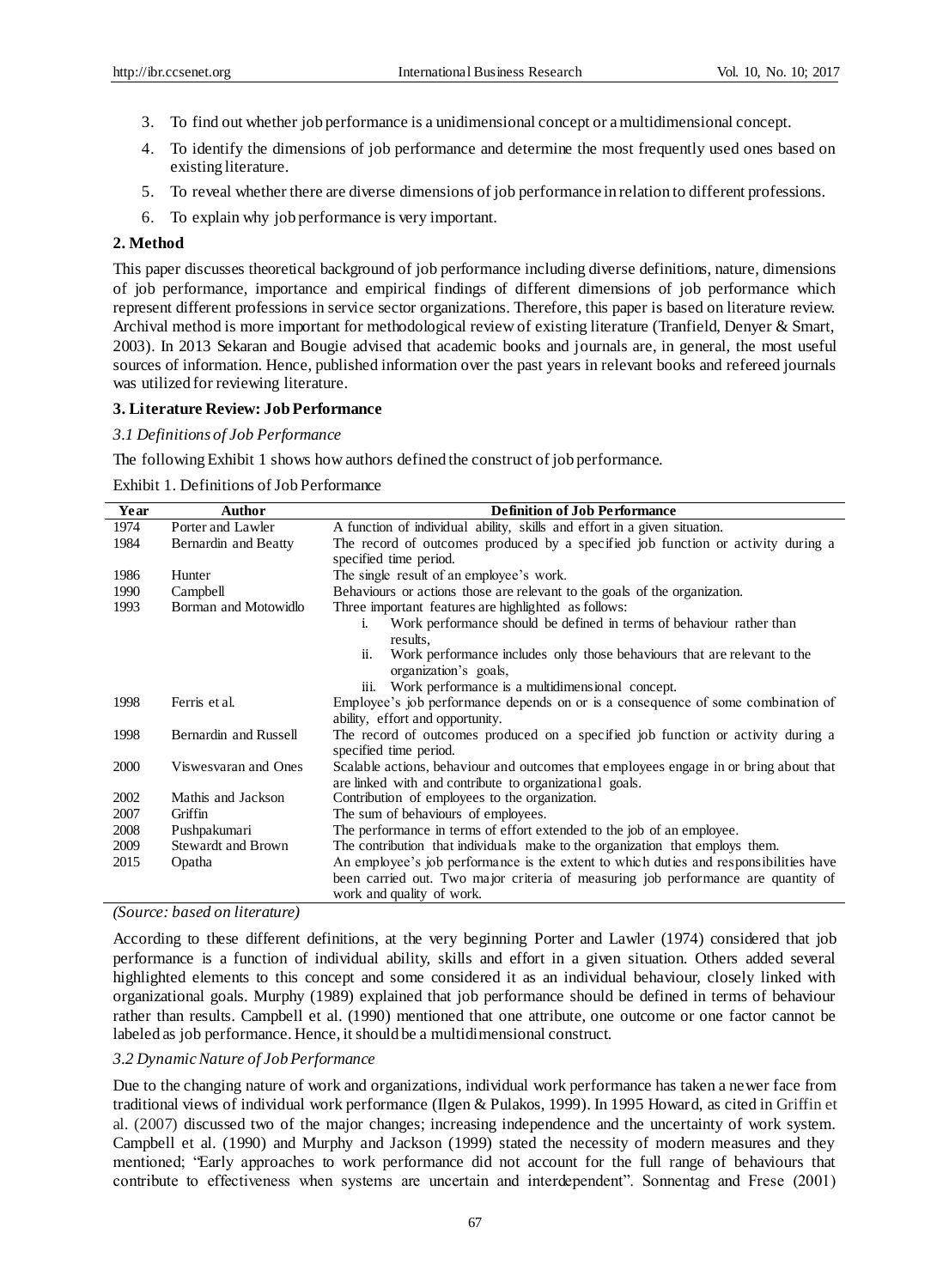3. To find out whether job performance is a unidimensional concept or a multidimensional concept.
4. To identify the dimensions of job performance and determine the most frequently used ones based on existing literature.
5. To reveal whether there are diverse dimensions of job performance in relation to different professions.
6. To explain why job performance is very important.

## 2. Method

This paper discusses theoretical background of job performance including diverse definitions, nature, dimensions of job performance, importance and empirical findings of different dimensions of job performance which represent different professions in service sector organizations. Therefore, this paper is based on literature review. Archival method is more important for methodological review of existing literature (Tranfield, Denyer & Smart, 2003). In 2013 Sekaran and Bougie advised that academic books and journals are, in general, the most useful sources of information. Hence, published information over the past years in relevant books and refereed journals was utilized for reviewing literature.

## 3. Literature Review: Job Performance

### *3.1 Definitions of Job Performance*

The following Exhibit 1 shows how authors defined the construct of job performance.

Exhibit 1. Definitions of Job Performance

| Year | Author | Definition of Job Performance |
|---|---|---|
| 1974 | Porter and Lawler | A function of individual ability, skills and effort in a given situation. |
| 1984 | Bernardin and Beatty | The record of outcomes produced by a specified job function or activity during a specified time period. |
| 1986 | Hunter | The single result of an employee's work. |
| 1990 | Campbell | Behaviours or actions those are relevant to the goals of the organization. |
| 1993 | Borman and Motowidlo | Three important features are highlighted as follows: i. Work performance should be defined in terms of behaviour rather than results, ii. Work performance includes only those behaviours that are relevant to the organization's goals, iii. Work performance is a multidimensional concept. |
| 1998 | Ferris et al. | Employee's job performance depends on or is a consequence of some combination of ability, effort and opportunity. |
| 1998 | Bernardin and Russell | The record of outcomes produced on a specified job function or activity during a specified time period. |
| 2000 | Viswesvaran and Ones | Scalable actions, behaviour and outcomes that employees engage in or bring about that are linked with and contribute to organizational goals. |
| 2002 | Mathis and Jackson | Contribution of employees to the organization. |
| 2007 | Griffin | The sum of behaviours of employees. |
| 2008 | Pushpakumari | The performance in terms of effort extended to the job of an employee. |
| 2009 | Stewardt and Brown | The contribution that individuals make to the organization that employs them. |
| 2015 | Opatha | An employee's job performance is the extent to which duties and responsibilities have been carried out. Two major criteria of measuring job performance are quantity of work and quality of work. |

*(Source: based on literature)*

According to these different definitions, at the very beginning Porter and Lawler (1974) considered that job performance is a function of individual ability, skills and effort in a given situation. Others added several highlighted elements to this concept and some considered it as an individual behaviour, closely linked with organizational goals. Murphy (1989) explained that job performance should be defined in terms of behaviour rather than results. Campbell et al. (1990) mentioned that one attribute, one outcome or one factor cannot be labeled as job performance. Hence, it should be a multidimensional construct.

### *3.2 Dynamic Nature of Job Performance*

Due to the changing nature of work and organizations, individual work performance has taken a newer face from traditional views of individual work performance (Ilgen & Pulakos, 1999). In 1995 Howard, as cited in Griffin et al. (2007) discussed two of the major changes; increasing independence and the uncertainty of work system. Campbell et al. (1990) and Murphy and Jackson (1999) stated the necessity of modern measures and they mentioned; "Early approaches to work performance did not account for the full range of behaviours that contribute to effectiveness when systems are uncertain and interdependent". Sonnentag and Frese (2001)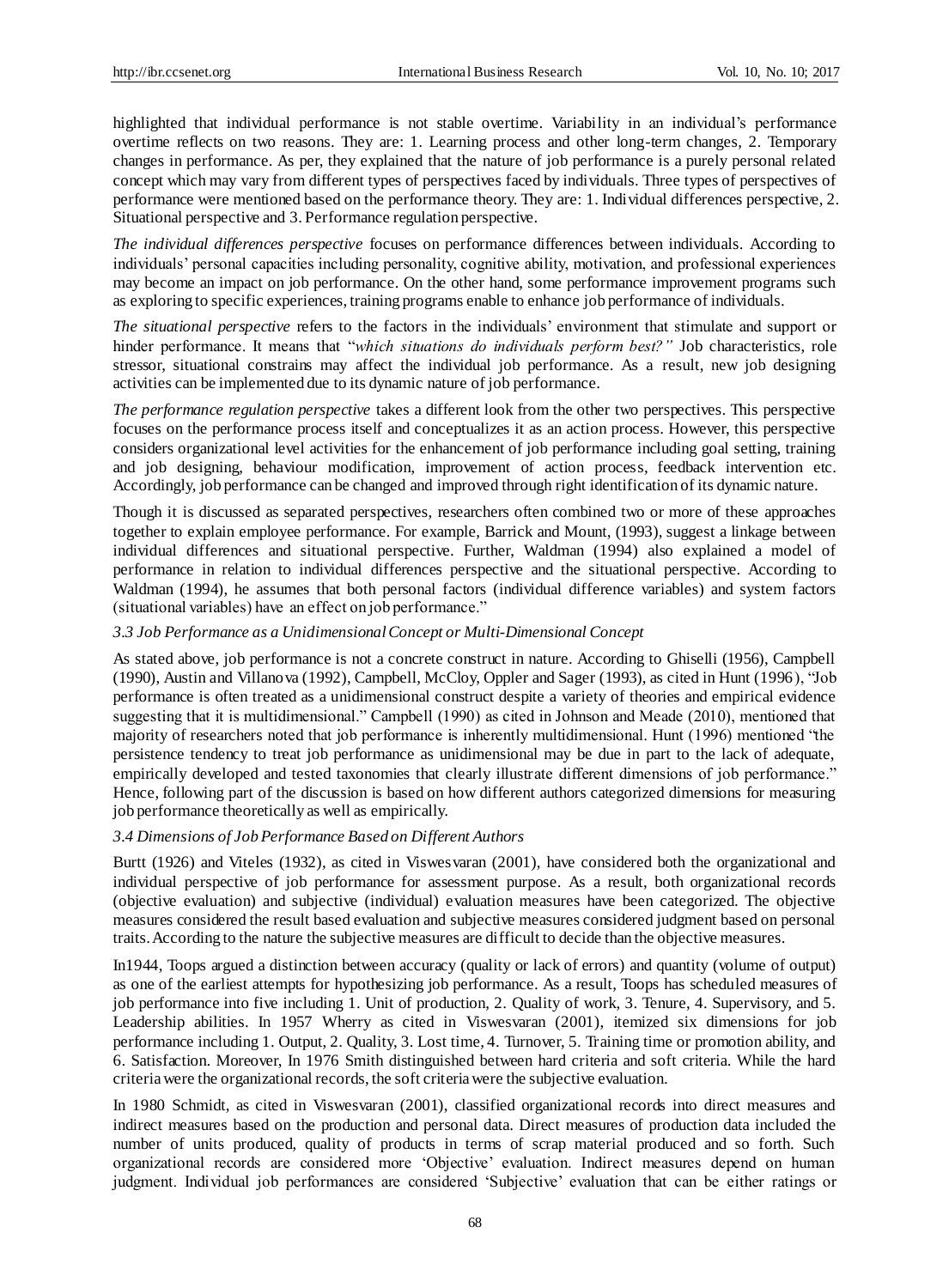highlighted that individual performance is not stable overtime. Variability in an individual's performance overtime reflects on two reasons. They are: 1. Learning process and other long-term changes, 2. Temporary changes in performance. As per, they explained that the nature of job performance is a purely personal related concept which may vary from different types of perspectives faced by individuals. Three types of perspectives of performance were mentioned based on the performance theory. They are: 1. Individual differences perspective, 2. Situational perspective and 3. Performance regulation perspective.

*The individual differences perspective* focuses on performance differences between individuals. According to individuals' personal capacities including personality, cognitive ability, motivation, and professional experiences may become an impact on job performance. On the other hand, some performance improvement programs such as exploring to specific experiences, training programs enable to enhance job performance of individuals.

*The situational perspective* refers to the factors in the individuals' environment that stimulate and support or hinder performance. It means that "*which situations do individuals perform best?"* Job characteristics, role stressor, situational constrains may affect the individual job performance. As a result, new job designing activities can be implemented due to its dynamic nature of job performance.

*The performance regulation perspective* takes a different look from the other two perspectives. This perspective focuses on the performance process itself and conceptualizes it as an action process. However, this perspective considers organizational level activities for the enhancement of job performance including goal setting, training and job designing, behaviour modification, improvement of action process, feedback intervention etc. Accordingly, job performance can be changed and improved through right identification of its dynamic nature.

Though it is discussed as separated perspectives, researchers often combined two or more of these approaches together to explain employee performance. For example, Barrick and Mount, (1993), suggest a linkage between individual differences and situational perspective. Further, Waldman (1994) also explained a model of performance in relation to individual differences perspective and the situational perspective. According to Waldman (1994), he assumes that both personal factors (individual difference variables) and system factors (situational variables) have an effect on job performance."

### *3.3 Job Performance as a Unidimensional Concept or Multi-Dimensional Concept*

As stated above, job performance is not a concrete construct in nature. According to Ghiselli (1956), Campbell (1990), Austin and Villanova (1992), Campbell, McCloy, Oppler and Sager (1993), as cited in Hunt (1996), "Job performance is often treated as a unidimensional construct despite a variety of theories and empirical evidence suggesting that it is multidimensional." Campbell (1990) as cited in Johnson and Meade (2010), mentioned that majority of researchers noted that job performance is inherently multidimensional. Hunt (1996) mentioned "the persistence tendency to treat job performance as unidimensional may be due in part to the lack of adequate, empirically developed and tested taxonomies that clearly illustrate different dimensions of job performance." Hence, following part of the discussion is based on how different authors categorized dimensions for measuring job performance theoretically as well as empirically.

### *3.4 Dimensions of Job Performance Based on Different Authors*

Burtt (1926) and Viteles (1932), as cited in Viswesvaran (2001), have considered both the organizational and individual perspective of job performance for assessment purpose. As a result, both organizational records (objective evaluation) and subjective (individual) evaluation measures have been categorized. The objective measures considered the result based evaluation and subjective measures considered judgment based on personal traits. According to the nature the subjective measures are difficult to decide than the objective measures.

In1944, Toops argued a distinction between accuracy (quality or lack of errors) and quantity (volume of output) as one of the earliest attempts for hypothesizing job performance. As a result, Toops has scheduled measures of job performance into five including 1. Unit of production, 2. Quality of work, 3. Tenure, 4. Supervisory, and 5. Leadership abilities. In 1957 Wherry as cited in Viswesvaran (2001), itemized six dimensions for job performance including 1. Output, 2. Quality, 3. Lost time, 4. Turnover, 5. Training time or promotion ability, and 6. Satisfaction. Moreover, In 1976 Smith distinguished between hard criteria and soft criteria. While the hard criteria were the organizational records, the soft criteria were the subjective evaluation.

In 1980 Schmidt, as cited in Viswesvaran (2001), classified organizational records into direct measures and indirect measures based on the production and personal data. Direct measures of production data included the number of units produced, quality of products in terms of scrap material produced and so forth. Such organizational records are considered more 'Objective' evaluation. Indirect measures depend on human judgment. Individual job performances are considered 'Subjective' evaluation that can be either ratings or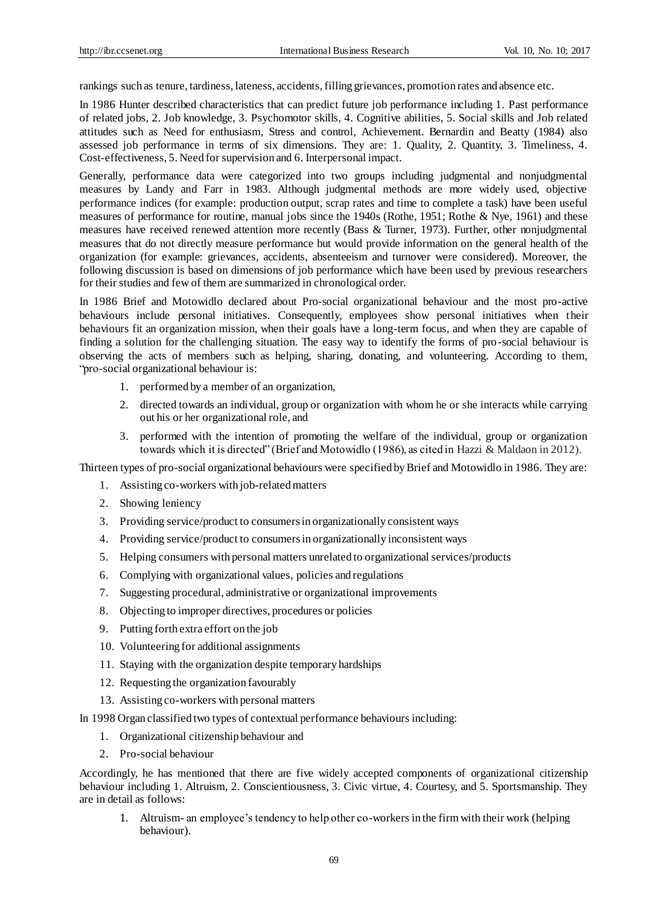rankings such as tenure, tardiness, lateness, accidents, filling grievances, promotion rates and absence etc.

In 1986 Hunter described characteristics that can predict future job performance including 1. Past performance of related jobs, 2. Job knowledge, 3. Psychomotor skills, 4. Cognitive abilities, 5. Social skills and Job related attitudes such as Need for enthusiasm, Stress and control, Achievement. Bernardin and Beatty (1984) also assessed job performance in terms of six dimensions. They are: 1. Quality, 2. Quantity, 3. Timeliness, 4. Cost-effectiveness, 5. Need for supervision and 6. Interpersonal impact.

Generally, performance data were categorized into two groups including judgmental and nonjudgmental measures by Landy and Farr in 1983. Although judgmental methods are more widely used, objective performance indices (for example: production output, scrap rates and time to complete a task) have been useful measures of performance for routine, manual jobs since the 1940s (Rothe, 1951; Rothe & Nye, 1961) and these measures have received renewed attention more recently (Bass & Turner, 1973). Further, other nonjudgmental measures that do not directly measure performance but would provide information on the general health of the organization (for example: grievances, accidents, absenteeism and turnover were considered). Moreover, the following discussion is based on dimensions of job performance which have been used by previous researchers for their studies and few of them are summarized in chronological order.

In 1986 Brief and Motowidlo declared about Pro-social organizational behaviour and the most pro-active behaviours include personal initiatives. Consequently, employees show personal initiatives when their behaviours fit an organization mission, when their goals have a long-term focus, and when they are capable of finding a solution for the challenging situation. The easy way to identify the forms of pro-social behaviour is observing the acts of members such as helping, sharing, donating, and volunteering. According to them, "pro-social organizational behaviour is:

1. performed by a member of an organization,
2. directed towards an individual, group or organization with whom he or she interacts while carrying out his or her organizational role, and
3. performed with the intention of promoting the welfare of the individual, group or organization towards which it is directed" (Brief and Motowidlo (1986), as cited in Hazzi & Maldaon in 2012).

Thirteen types of pro-social organizational behaviours were specified by Brief and Motowidlo in 1986. They are:

1. Assisting co-workers with job-related matters
2. Showing leniency
3. Providing service/product to consumers in organizationally consistent ways
4. Providing service/product to consumers in organizationally inconsistent ways
5. Helping consumers with personal matters unrelated to organizational services/products
6. Complying with organizational values, policies and regulations
7. Suggesting procedural, administrative or organizational improvements
8. Objecting to improper directives, procedures or policies
9. Putting forth extra effort on the job
10. Volunteering for additional assignments
11. Staying with the organization despite temporary hardships
12. Requesting the organization favourably
13. Assisting co-workers with personal matters

In 1998 Organ classified two types of contextual performance behaviours including:

1. Organizational citizenship behaviour and
2. Pro-social behaviour

Accordingly, he has mentioned that there are five widely accepted components of organizational citizenship behaviour including 1. Altruism, 2. Conscientiousness, 3. Civic virtue, 4. Courtesy, and 5. Sportsmanship. They are in detail as follows:

1. Altruism- an employee's tendency to help other co-workers in the firm with their work (helping behaviour).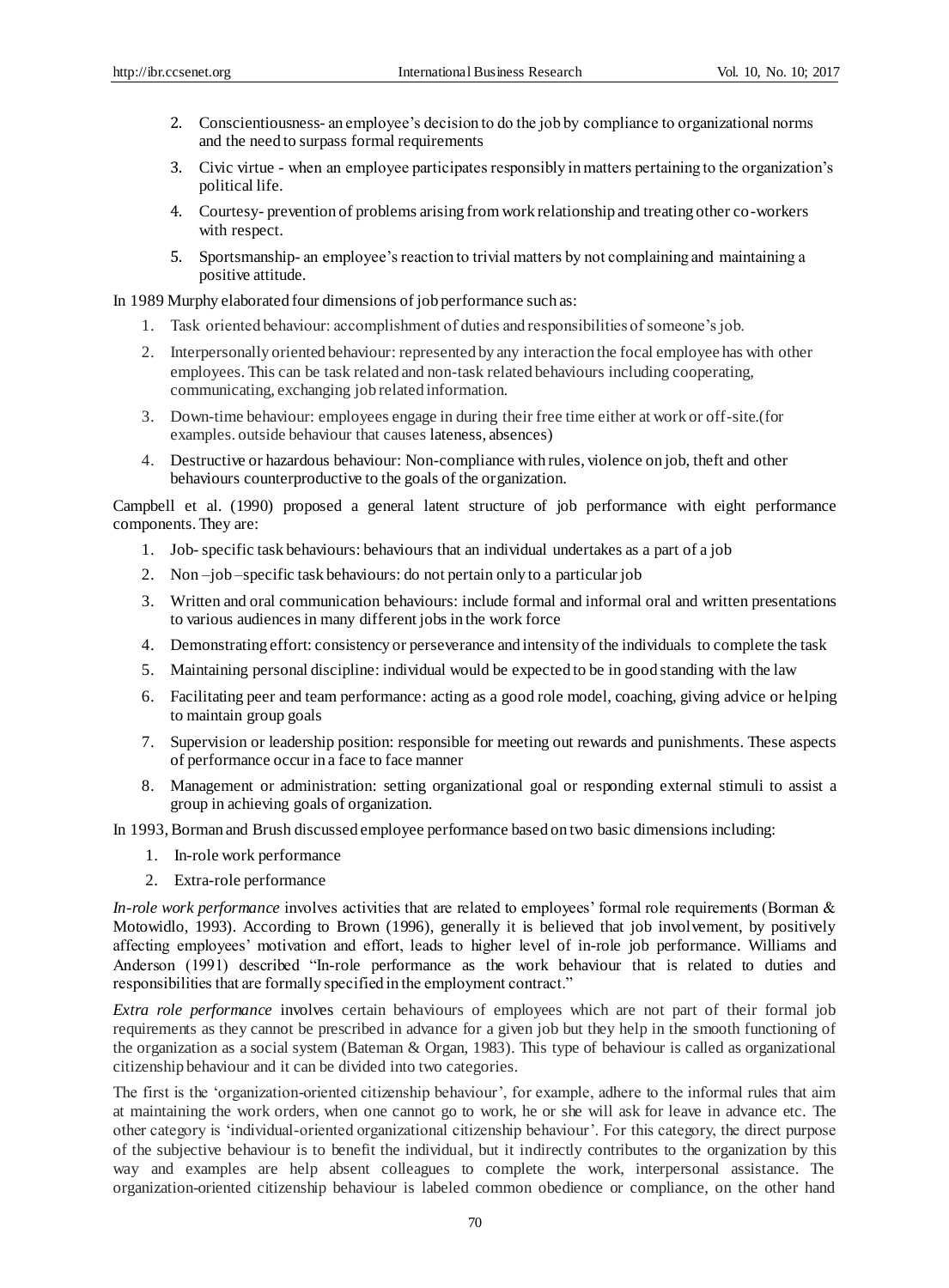2. Conscientiousness- an employee's decision to do the job by compliance to organizational norms and the need to surpass formal requirements
3. Civic virtue - when an employee participates responsibly in matters pertaining to the organization's political life.
4. Courtesy- prevention of problems arising from work relationship and treating other co-workers with respect.
5. Sportsmanship- an employee's reaction to trivial matters by not complaining and maintaining a positive attitude.

In 1989 Murphy elaborated four dimensions of job performance such as:

1. Task oriented behaviour: accomplishment of duties and responsibilities of someone's job.
2. Interpersonally oriented behaviour: represented by any interaction the focal employee has with other employees. This can be task related and non-task related behaviours including cooperating, communicating, exchanging job related information.
3. Down-time behaviour: employees engage in during their free time either at work or off-site.(for examples. outside behaviour that causes lateness, absences)
4. Destructive or hazardous behaviour: Non-compliance with rules, violence on job, theft and other behaviours counterproductive to the goals of the organization.

Campbell et al. (1990) proposed a general latent structure of job performance with eight performance components. They are:

1. Job- specific task behaviours: behaviours that an individual undertakes as a part of a job
2. Non –job –specific task behaviours: do not pertain only to a particular job
3. Written and oral communication behaviours: include formal and informal oral and written presentations to various audiences in many different jobs in the work force
4. Demonstrating effort: consistency or perseverance and intensity of the individuals to complete the task
5. Maintaining personal discipline: individual would be expected to be in good standing with the law
6. Facilitating peer and team performance: acting as a good role model, coaching, giving advice or helping to maintain group goals
7. Supervision or leadership position: responsible for meeting out rewards and punishments. These aspects of performance occur in a face to face manner
8. Management or administration: setting organizational goal or responding external stimuli to assist a group in achieving goals of organization.

In 1993, Borman and Brush discussed employee performance based on two basic dimensions including:

1. In-role work performance
2. Extra-role performance

*In-role work performance* involves activities that are related to employees' formal role requirements (Borman & Motowidlo, 1993). According to Brown (1996), generally it is believed that job involvement, by positively affecting employees' motivation and effort, leads to higher level of in-role job performance. Williams and Anderson (1991) described "In-role performance as the work behaviour that is related to duties and responsibilities that are formally specified in the employment contract."

*Extra role performance* involves certain behaviours of employees which are not part of their formal job requirements as they cannot be prescribed in advance for a given job but they help in the smooth functioning of the organization as a social system (Bateman & Organ, 1983). This type of behaviour is called as organizational citizenship behaviour and it can be divided into two categories.

The first is the 'organization-oriented citizenship behaviour', for example, adhere to the informal rules that aim at maintaining the work orders, when one cannot go to work, he or she will ask for leave in advance etc. The other category is 'individual-oriented organizational citizenship behaviour'. For this category, the direct purpose of the subjective behaviour is to benefit the individual, but it indirectly contributes to the organization by this way and examples are help absent colleagues to complete the work, interpersonal assistance. The organization-oriented citizenship behaviour is labeled common obedience or compliance, on the other hand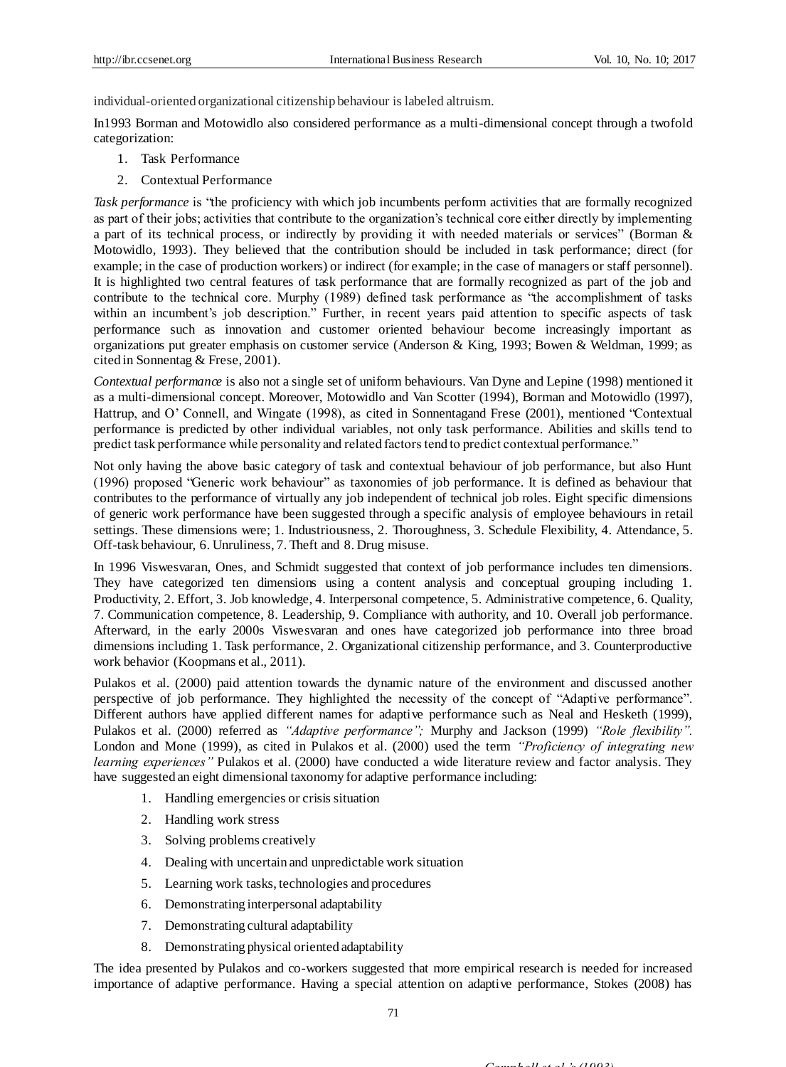individual-oriented organizational citizenship behaviour is labeled altruism.

In1993 Borman and Motowidlo also considered performance as a multi-dimensional concept through a twofold categorization:

1. Task Performance
2. Contextual Performance

*Task performance* is "the proficiency with which job incumbents perform activities that are formally recognized as part of their jobs; activities that contribute to the organization's technical core either directly by implementing a part of its technical process, or indirectly by providing it with needed materials or services" (Borman & Motowidlo, 1993). They believed that the contribution should be included in task performance; direct (for example; in the case of production workers) or indirect (for example; in the case of managers or staff personnel). It is highlighted two central features of task performance that are formally recognized as part of the job and contribute to the technical core. Murphy (1989) defined task performance as "the accomplishment of tasks within an incumbent's job description." Further, in recent years paid attention to specific aspects of task performance such as innovation and customer oriented behaviour become increasingly important as organizations put greater emphasis on customer service (Anderson & King, 1993; Bowen & Weldman, 1999; as cited in Sonnentag & Frese, 2001).

*Contextual performance* is also not a single set of uniform behaviours. Van Dyne and Lepine (1998) mentioned it as a multi-dimensional concept. Moreover, Motowidlo and Van Scotter (1994), Borman and Motowidlo (1997), Hattrup, and O' Connell, and Wingate (1998), as cited in Sonnentagand Frese (2001), mentioned "Contextual performance is predicted by other individual variables, not only task performance. Abilities and skills tend to predict task performance while personality and related factors tend to predict contextual performance."

Not only having the above basic category of task and contextual behaviour of job performance, but also Hunt (1996) proposed "Generic work behaviour" as taxonomies of job performance. It is defined as behaviour that contributes to the performance of virtually any job independent of technical job roles. Eight specific dimensions of generic work performance have been suggested through a specific analysis of employee behaviours in retail settings. These dimensions were; 1. Industriousness, 2. Thoroughness, 3. Schedule Flexibility, 4. Attendance, 5. Off-task behaviour, 6. Unruliness, 7. Theft and 8. Drug misuse.

In 1996 Viswesvaran, Ones, and Schmidt suggested that context of job performance includes ten dimensions. They have categorized ten dimensions using a content analysis and conceptual grouping including 1. Productivity, 2. Effort, 3. Job knowledge, 4. Interpersonal competence, 5. Administrative competence, 6. Quality, 7. Communication competence, 8. Leadership, 9. Compliance with authority, and 10. Overall job performance. Afterward, in the early 2000s Viswesvaran and ones have categorized job performance into three broad dimensions including 1. Task performance, 2. Organizational citizenship performance, and 3. Counterproductive work behavior (Koopmans et al., 2011).

Pulakos et al. (2000) paid attention towards the dynamic nature of the environment and discussed another perspective of job performance. They highlighted the necessity of the concept of "Adaptive performance". Different authors have applied different names for adaptive performance such as Neal and Hesketh (1999), Pulakos et al. (2000) referred as *"Adaptive performance";* Murphy and Jackson (1999) *"Role flexibility".* London and Mone (1999), as cited in Pulakos et al. (2000) used the term *"Proficiency of integrating new learning experiences"* Pulakos et al. (2000) have conducted a wide literature review and factor analysis. They have suggested an eight dimensional taxonomy for adaptive performance including:

1. Handling emergencies or crisis situation
2. Handling work stress
3. Solving problems creatively
4. Dealing with uncertain and unpredictable work situation
5. Learning work tasks, technologies and procedures
6. Demonstrating interpersonal adaptability
7. Demonstrating cultural adaptability
8. Demonstrating physical oriented adaptability

The idea presented by Pulakos and co-workers suggested that more empirical research is needed for increased importance of adaptive performance. Having a special attention on adaptive performance, Stokes (2008) has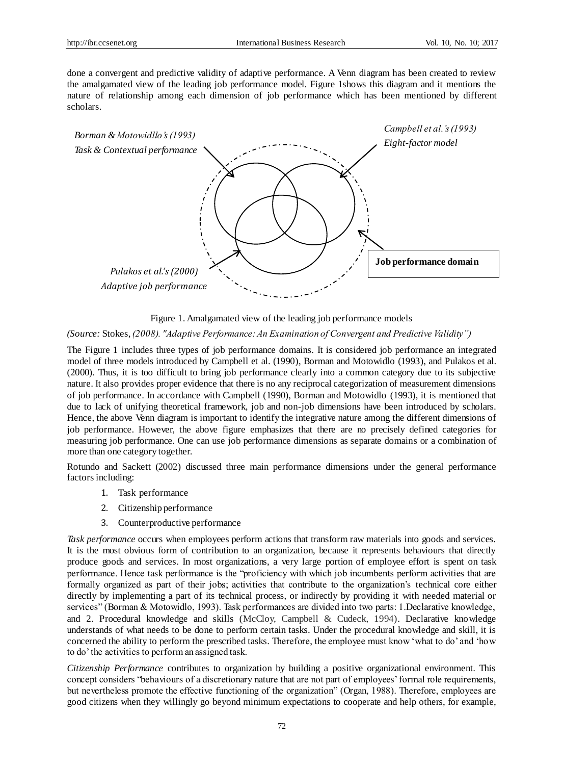done a convergent and predictive validity of adaptive performance. A Venn diagram has been created to review the amalgamated view of the leading job performance model. Figure 1shows this diagram and it mentions the nature of relationship among each dimension of job performance which has been mentioned by different scholars.

*Borman & Motowidllo's (1993)*
*Task & Contextual performance*

*Campbell et al.'s (1993)*
*Eight-factor model*

*Pulakos et al.'s (2000)*
*Adaptive job performance*

**Job performance domain**

Figure 1. Amalgamated view of the leading job performance models

*(Source:* Stokes, *(2008). "Adaptive Performance: An Examination of Convergent and Predictive Validity")*

The Figure 1 includes three types of job performance domains. It is considered job performance an integrated model of three models introduced by Campbell et al. (1990), Borman and Motowidlo (1993), and Pulakos et al. (2000). Thus, it is too difficult to bring job performance clearly into a common category due to its subjective nature. It also provides proper evidence that there is no any reciprocal categorization of measurement dimensions of job performance. In accordance with Campbell (1990), Borman and Motowidlo (1993), it is mentioned that due to lack of unifying theoretical framework, job and non-job dimensions have been introduced by scholars. Hence, the above Venn diagram is important to identify the integrative nature among the different dimensions of job performance. However, the above figure emphasizes that there are no precisely defined categories for measuring job performance. One can use job performance dimensions as separate domains or a combination of more than one category together.

Rotundo and Sackett (2002) discussed three main performance dimensions under the general performance factors including:

1. Task performance
2. Citizenship performance
3. Counterproductive performance

*Task performance* occurs when employees perform actions that transform raw materials into goods and services. It is the most obvious form of contribution to an organization, because it represents behaviours that directly produce goods and services. In most organizations, a very large portion of employee effort is spent on task performance. Hence task performance is the "proficiency with which job incumbents perform activities that are formally organized as part of their jobs; activities that contribute to the organization's technical core either directly by implementing a part of its technical process, or indirectly by providing it with needed material or services" (Borman & Motowidlo, 1993). Task performances are divided into two parts: 1.Declarative knowledge, and 2. Procedural knowledge and skills (McCloy, Campbell & Cudeck, 1994). Declarative knowledge understands of what needs to be done to perform certain tasks. Under the procedural knowledge and skill, it is concerned the ability to perform the prescribed tasks. Therefore, the employee must know 'what to do' and 'how to do' the activities to perform an assigned task.

*Citizenship Performance* contributes to organization by building a positive organizational environment. This concept considers "behaviours of a discretionary nature that are not part of employees' formal role requirements, but nevertheless promote the effective functioning of the organization" (Organ, 1988). Therefore, employees are good citizens when they willingly go beyond minimum expectations to cooperate and help others, for example,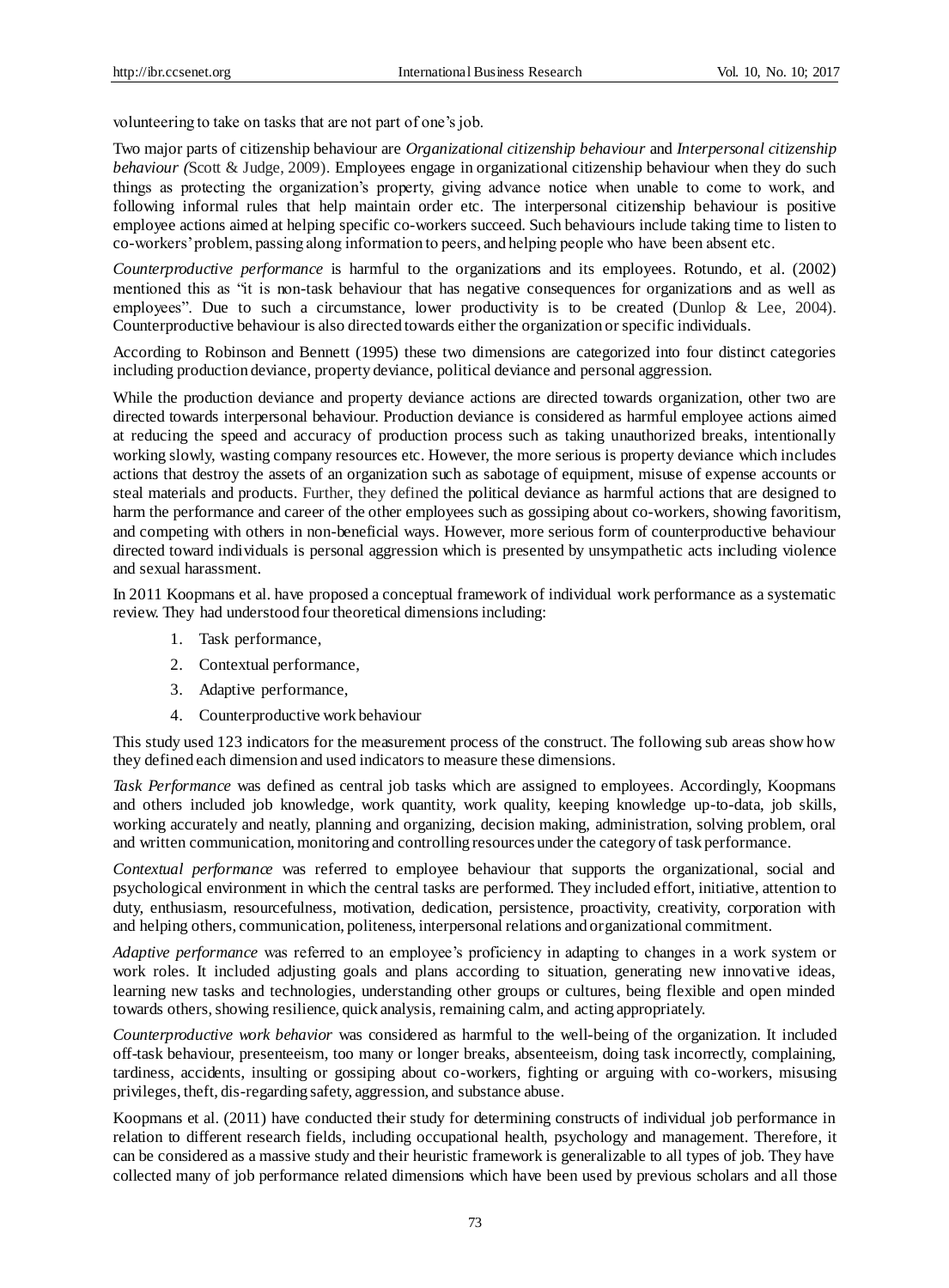volunteering to take on tasks that are not part of one's job.

Two major parts of citizenship behaviour are *Organizational citizenship behaviour* and *Interpersonal citizenship behaviour (*Scott & Judge, 2009). Employees engage in organizational citizenship behaviour when they do such things as protecting the organization's property, giving advance notice when unable to come to work, and following informal rules that help maintain order etc. The interpersonal citizenship behaviour is positive employee actions aimed at helping specific co-workers succeed. Such behaviours include taking time to listen to co-workers' problem, passing along information to peers, and helping people who have been absent etc.

*Counterproductive performance* is harmful to the organizations and its employees. Rotundo, et al. (2002) mentioned this as "it is non-task behaviour that has negative consequences for organizations and as well as employees". Due to such a circumstance, lower productivity is to be created (Dunlop & Lee, 2004). Counterproductive behaviour is also directed towards either the organization or specific individuals.

According to Robinson and Bennett (1995) these two dimensions are categorized into four distinct categories including production deviance, property deviance, political deviance and personal aggression.

While the production deviance and property deviance actions are directed towards organization, other two are directed towards interpersonal behaviour. Production deviance is considered as harmful employee actions aimed at reducing the speed and accuracy of production process such as taking unauthorized breaks, intentionally working slowly, wasting company resources etc. However, the more serious is property deviance which includes actions that destroy the assets of an organization such as sabotage of equipment, misuse of expense accounts or steal materials and products. Further, they defined the political deviance as harmful actions that are designed to harm the performance and career of the other employees such as gossiping about co-workers, showing favoritism, and competing with others in non-beneficial ways. However, more serious form of counterproductive behaviour directed toward individuals is personal aggression which is presented by unsympathetic acts including violence and sexual harassment.

In 2011 Koopmans et al. have proposed a conceptual framework of individual work performance as a systematic review. They had understood four theoretical dimensions including:

1. Task performance,
2. Contextual performance,
3. Adaptive performance,
4. Counterproductive work behaviour

This study used 123 indicators for the measurement process of the construct. The following sub areas show how they defined each dimension and used indicators to measure these dimensions.

*Task Performance* was defined as central job tasks which are assigned to employees. Accordingly, Koopmans and others included job knowledge, work quantity, work quality, keeping knowledge up-to-data, job skills, working accurately and neatly, planning and organizing, decision making, administration, solving problem, oral and written communication, monitoring and controlling resources under the category of task performance.

*Contextual performance* was referred to employee behaviour that supports the organizational, social and psychological environment in which the central tasks are performed. They included effort, initiative, attention to duty, enthusiasm, resourcefulness, motivation, dedication, persistence, proactivity, creativity, corporation with and helping others, communication, politeness, interpersonal relations and organizational commitment.

*Adaptive performance* was referred to an employee's proficiency in adapting to changes in a work system or work roles. It included adjusting goals and plans according to situation, generating new innovative ideas, learning new tasks and technologies, understanding other groups or cultures, being flexible and open minded towards others, showing resilience, quick analysis, remaining calm, and acting appropriately.

*Counterproductive work behavior* was considered as harmful to the well-being of the organization. It included off-task behaviour, presenteeism, too many or longer breaks, absenteeism, doing task incorrectly, complaining, tardiness, accidents, insulting or gossiping about co-workers, fighting or arguing with co-workers, misusing privileges, theft, dis-regarding safety, aggression, and substance abuse.

Koopmans et al. (2011) have conducted their study for determining constructs of individual job performance in relation to different research fields, including occupational health, psychology and management. Therefore, it can be considered as a massive study and their heuristic framework is generalizable to all types of job. They have collected many of job performance related dimensions which have been used by previous scholars and all those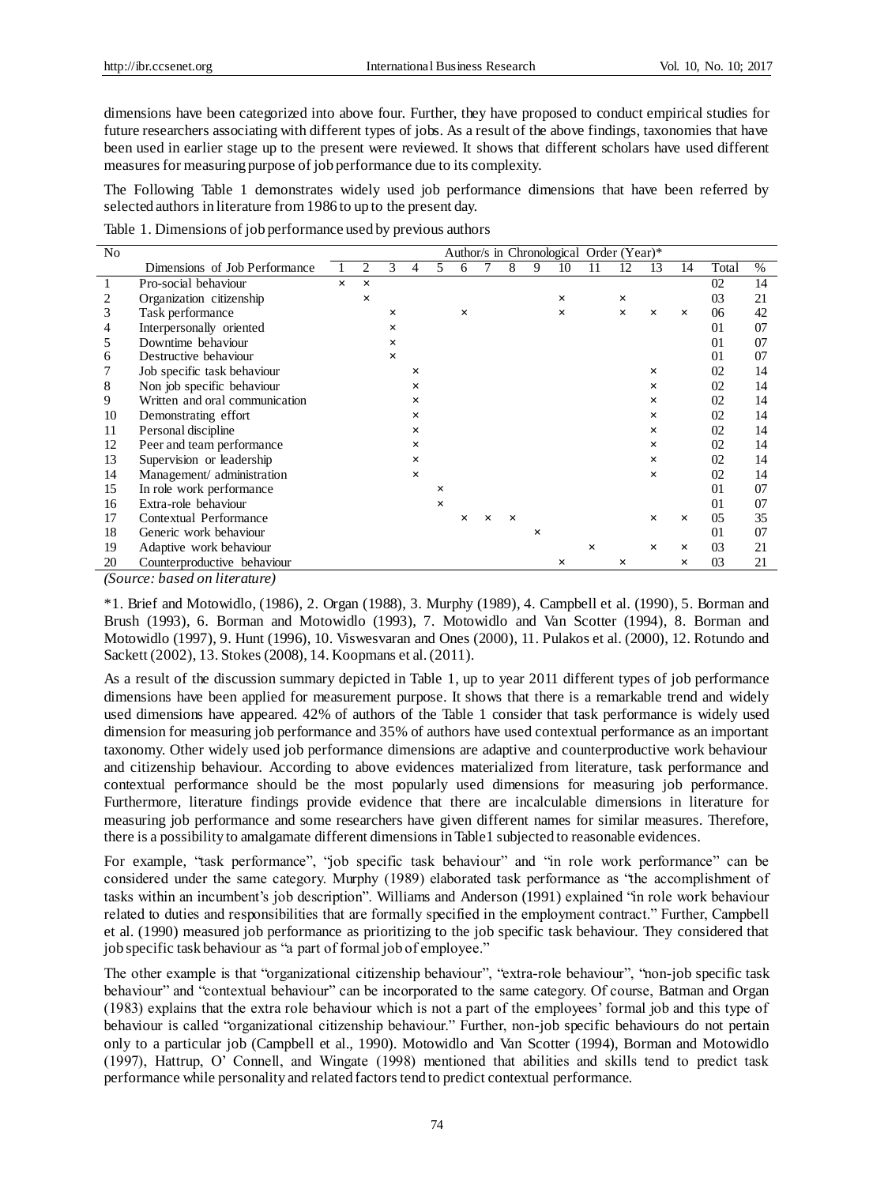dimensions have been categorized into above four. Further, they have proposed to conduct empirical studies for future researchers associating with different types of jobs. As a result of the above findings, taxonomies that have been used in earlier stage up to the present were reviewed. It shows that different scholars have used different measures for measuring purpose of job performance due to its complexity.

The Following Table 1 demonstrates widely used job performance dimensions that have been referred by selected authors in literature from 1986 to up to the present day.

Table 1. Dimensions of job performance used by previous authors

| No | | Author/s in Chronological Order (Year)* | | | | | | | | | | | | | | | |
|---|---|---|---|---|---|---|---|---|---|---|---|---|---|---|---|---|---|
| | Dimensions of Job Performance | 1 | 2 | 3 | 4 | 5 | 6 | 7 | 8 | 9 | 10 | 11 | 12 | 13 | 14 | Total | % |
| 1 | Pro-social behaviour | × | × | | | | | | | | | | | | | 02 | 14 |
| 2 | Organization citizenship | | × | | | | | | | | × | | × | | | 03 | 21 |
| 3 | Task performance | | | × | | | × | | | | × | | × | × | × | 06 | 42 |
| 4 | Interpersonally oriented | | | × | | | | | | | | | | | | 01 | 07 |
| 5 | Downtime behaviour | | | × | | | | | | | | | | | | 01 | 07 |
| 6 | Destructive behaviour | | | × | | | | | | | | | | | | 01 | 07 |
| 7 | Job specific task behaviour | | | | × | | | | | | | | | × | | 02 | 14 |
| 8 | Non job specific behaviour | | | | × | | | | | | | | | × | | 02 | 14 |
| 9 | Written and oral communication | | | | × | | | | | | | | | × | | 02 | 14 |
| 10 | Demonstrating effort | | | | × | | | | | | | | | × | | 02 | 14 |
| 11 | Personal discipline | | | | × | | | | | | | | | × | | 02 | 14 |
| 12 | Peer and team performance | | | | × | | | | | | | | | × | | 02 | 14 |
| 13 | Supervision or leadership | | | | × | | | | | | | | | × | | 02 | 14 |
| 14 | Management/ administration | | | | × | | | | | | | | | × | | 02 | 14 |
| 15 | In role work performance | | | | | × | | | | | | | | | | 01 | 07 |
| 16 | Extra-role behaviour | | | | | × | | | | | | | | | | 01 | 07 |
| 17 | Contextual Performance | | | | | | × | × | × | | | | | × | × | 05 | 35 |
| 18 | Generic work behaviour | | | | | | | | | × | | | | | | 01 | 07 |
| 19 | Adaptive work behaviour | | | | | | | | | | | × | | × | × | 03 | 21 |
| 20 | Counterproductive behaviour | | | | | | | | | | × | | × | | × | 03 | 21 |

*(Source: based on literature)*

*1. Brief and Motowidlo, (1986), 2. Organ (1988), 3. Murphy (1989), 4. Campbell et al. (1990), 5. Borman and Brush (1993), 6. Borman and Motowidlo (1993), 7. Motowidlo and Van Scotter (1994), 8. Borman and Motowidlo (1997), 9. Hunt (1996), 10. Viswesvaran and Ones (2000), 11. Pulakos et al. (2000), 12. Rotundo and Sackett (2002), 13. Stokes (2008), 14. Koopmans et al. (2011).

As a result of the discussion summary depicted in Table 1, up to year 2011 different types of job performance dimensions have been applied for measurement purpose. It shows that there is a remarkable trend and widely used dimensions have appeared. 42% of authors of the Table 1 consider that task performance is widely used dimension for measuring job performance and 35% of authors have used contextual performance as an important taxonomy. Other widely used job performance dimensions are adaptive and counterproductive work behaviour and citizenship behaviour. According to above evidences materialized from literature, task performance and contextual performance should be the most popularly used dimensions for measuring job performance. Furthermore, literature findings provide evidence that there are incalculable dimensions in literature for measuring job performance and some researchers have given different names for similar measures. Therefore, there is a possibility to amalgamate different dimensions in Table1 subjected to reasonable evidences.

For example, "task performance", "job specific task behaviour" and "in role work performance" can be considered under the same category. Murphy (1989) elaborated task performance as "the accomplishment of tasks within an incumbent's job description". Williams and Anderson (1991) explained "in role work behaviour related to duties and responsibilities that are formally specified in the employment contract." Further, Campbell et al. (1990) measured job performance as prioritizing to the job specific task behaviour. They considered that job specific task behaviour as "a part of formal job of employee."

The other example is that "organizational citizenship behaviour", "extra-role behaviour", "non-job specific task behaviour" and "contextual behaviour" can be incorporated to the same category. Of course, Batman and Organ (1983) explains that the extra role behaviour which is not a part of the employees' formal job and this type of behaviour is called "organizational citizenship behaviour." Further, non-job specific behaviours do not pertain only to a particular job (Campbell et al., 1990). Motowidlo and Van Scotter (1994), Borman and Motowidlo (1997), Hattrup, O' Connell, and Wingate (1998) mentioned that abilities and skills tend to predict task performance while personality and related factors tend to predict contextual performance.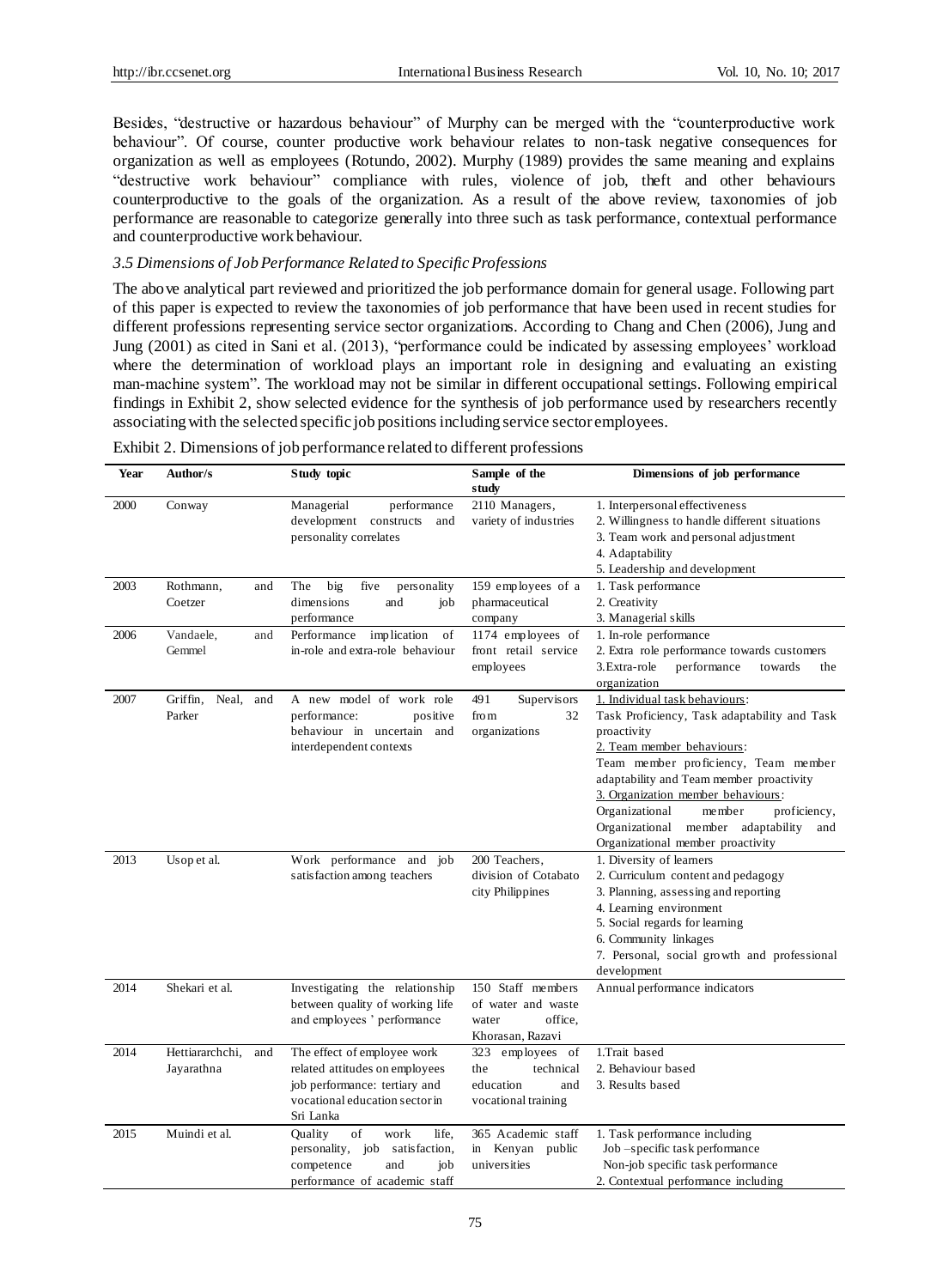Besides, "destructive or hazardous behaviour" of Murphy can be merged with the "counterproductive work behaviour". Of course, counter productive work behaviour relates to non-task negative consequences for organization as well as employees (Rotundo, 2002). Murphy (1989) provides the same meaning and explains "destructive work behaviour" compliance with rules, violence of job, theft and other behaviours counterproductive to the goals of the organization. As a result of the above review, taxonomies of job performance are reasonable to categorize generally into three such as task performance, contextual performance and counterproductive work behaviour.

### *3.5 Dimensions of Job Performance Related to Specific Professions*

The above analytical part reviewed and prioritized the job performance domain for general usage. Following part of this paper is expected to review the taxonomies of job performance that have been used in recent studies for different professions representing service sector organizations. According to Chang and Chen (2006), Jung and Jung (2001) as cited in Sani et al. (2013), "performance could be indicated by assessing employees' workload where the determination of workload plays an important role in designing and evaluating an existing man-machine system". The workload may not be similar in different occupational settings. Following empirical findings in Exhibit 2, show selected evidence for the synthesis of job performance used by researchers recently associating with the selected specific job positions including service sector employees.

Exhibit 2. Dimensions of job performance related to different professions

| Year | Author/s | Study topic | Sample of the study | Dimensions of job performance |
|---|---|---|---|---|
| 2000 | Conway | Managerial performance development constructs and personality correlates | 2110 Managers, variety of industries | 1. Interpersonal effectiveness<br>2. Willingness to handle different situations<br>3. Team work and personal adjustment<br>4. Adaptability<br>5. Leadership and development |
| 2003 | Rothmann, and Coetzer | The big five personality dimensions and job performance | 159 employees of a pharmaceutical company | 1. Task performance<br>2. Creativity<br>3. Managerial skills |
| 2006 | Vandaele, and Gemmel | Performance implication of in-role and extra-role behaviour | 1174 employees of front retail service employees | 1. In-role performance<br>2. Extra role performance towards customers<br>3. Extra-role performance towards the organization |
| 2007 | Griffin, Neal, and Parker | A new model of work role performance: positive behaviour in uncertain and interdependent contexts | 491 Supervisors from 32 organizations | 1. Individual task behaviours:<br>Task Proficiency, Task adaptability and Task proactivity<br>2. Team member behaviours:<br>Team member proficiency, Team member adaptability and Team member proactivity<br>3. Organization member behaviours:<br>Organizational member proficiency, Organizational member adaptability and Organizational member proactivity |
| 2013 | Usop et al. | Work performance and job satisfaction among teachers | 200 Teachers, division of Cotabato city Philippines | 1. Diversity of learners<br>2. Curriculum content and pedagogy<br>3. Planning, assessing and reporting<br>4. Learning environment<br>5. Social regards for learning<br>6. Community linkages<br>7. Personal, social growth and professional development |
| 2014 | Shekari et al. | Investigating the relationship between quality of working life and employees ' performance | 150 Staff members of water and waste water office, Khorasan, Razavi | Annual performance indicators |
| 2014 | Hettiararchchi, and Jayarathna | The effect of employee work related attitudes on employees job performance: tertiary and vocational education sector in Sri Lanka | 323 employees of the technical education and vocational training | 1. Trait based<br>2. Behaviour based<br>3. Results based |
| 2015 | Muindi et al. | Quality of work life, personality, job satisfaction, competence and job performance of academic staff | 365 Academic staff in Kenyan public universities | 1. Task performance including<br>Job –specific task performance<br>Non-job specific task performance<br>2. Contextual performance including |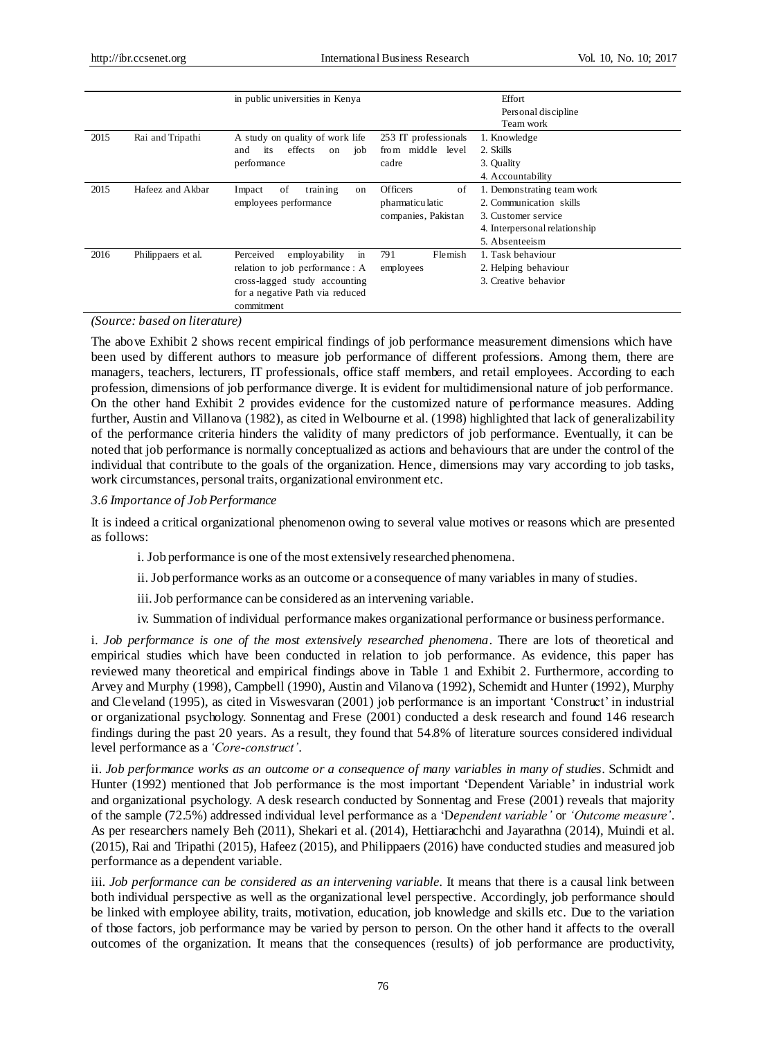| | | | | |
|---|---|---|---|---|
| | | in public universities in Kenya | | Effort<br>Personal discipline<br>Team work |
| 2015 | Rai and Tripathi | A study on quality of work life and its effects on job performance | 253 IT professionals from middle level cadre | 1. Knowledge<br>2. Skills<br>3. Quality<br>4. Accountability |
| 2015 | Hafeez and Akbar | Impact of training on employees performance | Officers of pharmaticulatic companies, Pakistan | 1. Demonstrating team work<br>2. Communication skills<br>3. Customer service<br>4. Interpersonal relationship<br>5. Absenteeism |
| 2016 | Philippaers et al. | Perceived employability in relation to job performance : A cross-lagged study accounting for a negative Path via reduced commitment | 791 Flemish employees | 1. Task behaviour<br>2. Helping behaviour<br>3. Creative behavior |

*(Source: based on literature)*

The above Exhibit 2 shows recent empirical findings of job performance measurement dimensions which have been used by different authors to measure job performance of different professions. Among them, there are managers, teachers, lecturers, IT professionals, office staff members, and retail employees. According to each profession, dimensions of job performance diverge. It is evident for multidimensional nature of job performance. On the other hand Exhibit 2 provides evidence for the customized nature of performance measures. Adding further, Austin and Villanova (1982), as cited in Welbourne et al. (1998) highlighted that lack of generalizability of the performance criteria hinders the validity of many predictors of job performance. Eventually, it can be noted that job performance is normally conceptualized as actions and behaviours that are under the control of the individual that contribute to the goals of the organization. Hence, dimensions may vary according to job tasks, work circumstances, personal traits, organizational environment etc.

### *3.6 Importance of Job Performance*

It is indeed a critical organizational phenomenon owing to several value motives or reasons which are presented as follows:

i. Job performance is one of the most extensively researched phenomena.

ii. Job performance works as an outcome or a consequence of many variables in many of studies.

iii. Job performance can be considered as an intervening variable.

iv. Summation of individual performance makes organizational performance or business performance.

i. *Job performance is one of the most extensively researched phenomena*. There are lots of theoretical and empirical studies which have been conducted in relation to job performance. As evidence, this paper has reviewed many theoretical and empirical findings above in Table 1 and Exhibit 2. Furthermore, according to Arvey and Murphy (1998), Campbell (1990), Austin and Vilanova (1992), Schemidt and Hunter (1992), Murphy and Cleveland (1995), as cited in Viswesvaran (2001) job performance is an important 'Construct' in industrial or organizational psychology. Sonnentag and Frese (2001) conducted a desk research and found 146 research findings during the past 20 years. As a result, they found that 54.8% of literature sources considered individual level performance as a *'Core-construct'*.

ii. *Job performance works as an outcome or a consequence of many variables in many of studies*. Schmidt and Hunter (1992) mentioned that Job performance is the most important 'Dependent Variable' in industrial work and organizational psychology. A desk research conducted by Sonnentag and Frese (2001) reveals that majority of the sample (72.5%) addressed individual level performance as a 'D*ependent variable'* or *'Outcome measure'*. As per researchers namely Beh (2011), Shekari et al. (2014), Hettiarachchi and Jayarathna (2014), Muindi et al. (2015), Rai and Tripathi (2015), Hafeez (2015), and Philippaers (2016) have conducted studies and measured job performance as a dependent variable.

iii. *Job performance can be considered as an intervening variable*. It means that there is a causal link between both individual perspective as well as the organizational level perspective. Accordingly, job performance should be linked with employee ability, traits, motivation, education, job knowledge and skills etc. Due to the variation of those factors, job performance may be varied by person to person. On the other hand it affects to the overall outcomes of the organization. It means that the consequences (results) of job performance are productivity,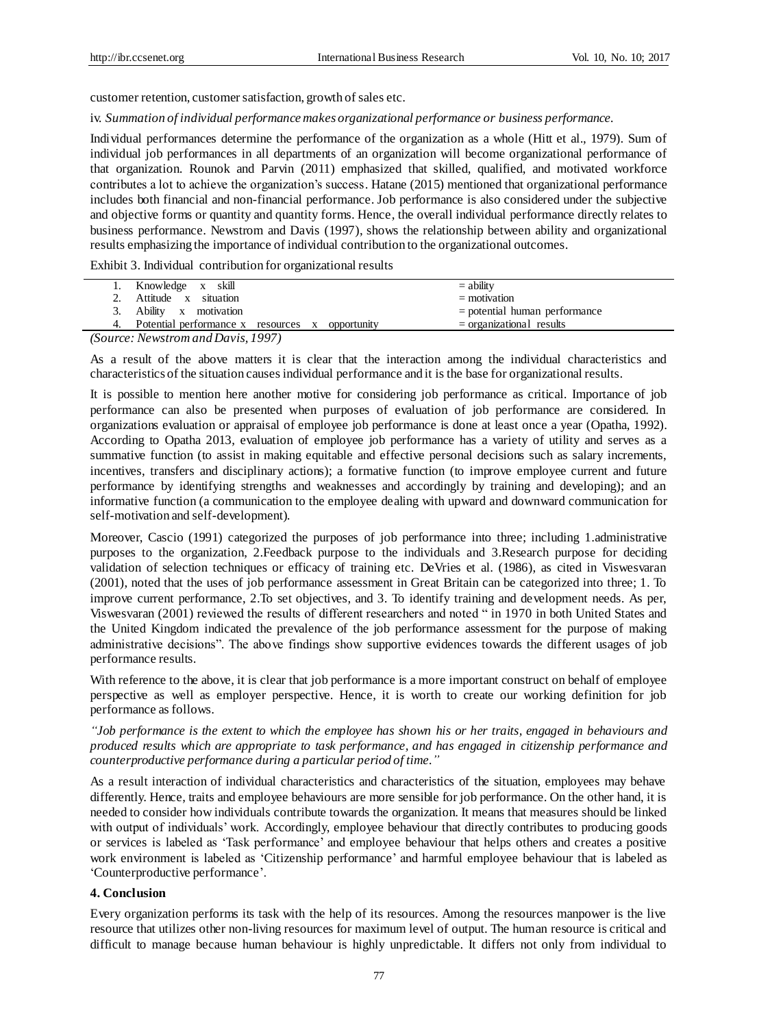customer retention, customer satisfaction, growth of sales etc.

iv. *Summation of individual performance makes organizational performance or business performance.*

Individual performances determine the performance of the organization as a whole (Hitt et al., 1979). Sum of individual job performances in all departments of an organization will become organizational performance of that organization. Rounok and Parvin (2011) emphasized that skilled, qualified, and motivated workforce contributes a lot to achieve the organization's success. Hatane (2015) mentioned that organizational performance includes both financial and non-financial performance. Job performance is also considered under the subjective and objective forms or quantity and quantity forms. Hence, the overall individual performance directly relates to business performance. Newstrom and Davis (1997), shows the relationship between ability and organizational results emphasizing the importance of individual contribution to the organizational outcomes.

Exhibit 3. Individual contribution for organizational results

| | |
|---|---|
| 1. Knowledge x skill | = ability |
| 2. Attitude x situation | = motivation |
| 3. Ability x motivation | = potential human performance |
| 4. Potential performance x resources x opportunity | = organizational results |

*(Source: Newstrom and Davis, 1997)*

As a result of the above matters it is clear that the interaction among the individual characteristics and characteristics of the situation causes individual performance and it is the base for organizational results.

It is possible to mention here another motive for considering job performance as critical. Importance of job performance can also be presented when purposes of evaluation of job performance are considered. In organizations evaluation or appraisal of employee job performance is done at least once a year (Opatha, 1992). According to Opatha 2013, evaluation of employee job performance has a variety of utility and serves as a summative function (to assist in making equitable and effective personal decisions such as salary increments, incentives, transfers and disciplinary actions); a formative function (to improve employee current and future performance by identifying strengths and weaknesses and accordingly by training and developing); and an informative function (a communication to the employee dealing with upward and downward communication for self-motivation and self-development).

Moreover, Cascio (1991) categorized the purposes of job performance into three; including 1.administrative purposes to the organization, 2.Feedback purpose to the individuals and 3.Research purpose for deciding validation of selection techniques or efficacy of training etc. DeVries et al. (1986), as cited in Viswesvaran (2001), noted that the uses of job performance assessment in Great Britain can be categorized into three; 1. To improve current performance, 2.To set objectives, and 3. To identify training and development needs. As per, Viswesvaran (2001) reviewed the results of different researchers and noted " in 1970 in both United States and the United Kingdom indicated the prevalence of the job performance assessment for the purpose of making administrative decisions". The above findings show supportive evidences towards the different usages of job performance results.

With reference to the above, it is clear that job performance is a more important construct on behalf of employee perspective as well as employer perspective. Hence, it is worth to create our working definition for job performance as follows.

*"Job performance is the extent to which the employee has shown his or her traits, engaged in behaviours and produced results which are appropriate to task performance, and has engaged in citizenship performance and counterproductive performance during a particular period of time."*

As a result interaction of individual characteristics and characteristics of the situation, employees may behave differently. Hence, traits and employee behaviours are more sensible for job performance. On the other hand, it is needed to consider how individuals contribute towards the organization. It means that measures should be linked with output of individuals' work. Accordingly, employee behaviour that directly contributes to producing goods or services is labeled as 'Task performance' and employee behaviour that helps others and creates a positive work environment is labeled as 'Citizenship performance' and harmful employee behaviour that is labeled as 'Counterproductive performance'.

## 4. Conclusion

Every organization performs its task with the help of its resources. Among the resources manpower is the live resource that utilizes other non-living resources for maximum level of output. The human resource is critical and difficult to manage because human behaviour is highly unpredictable. It differs not only from individual to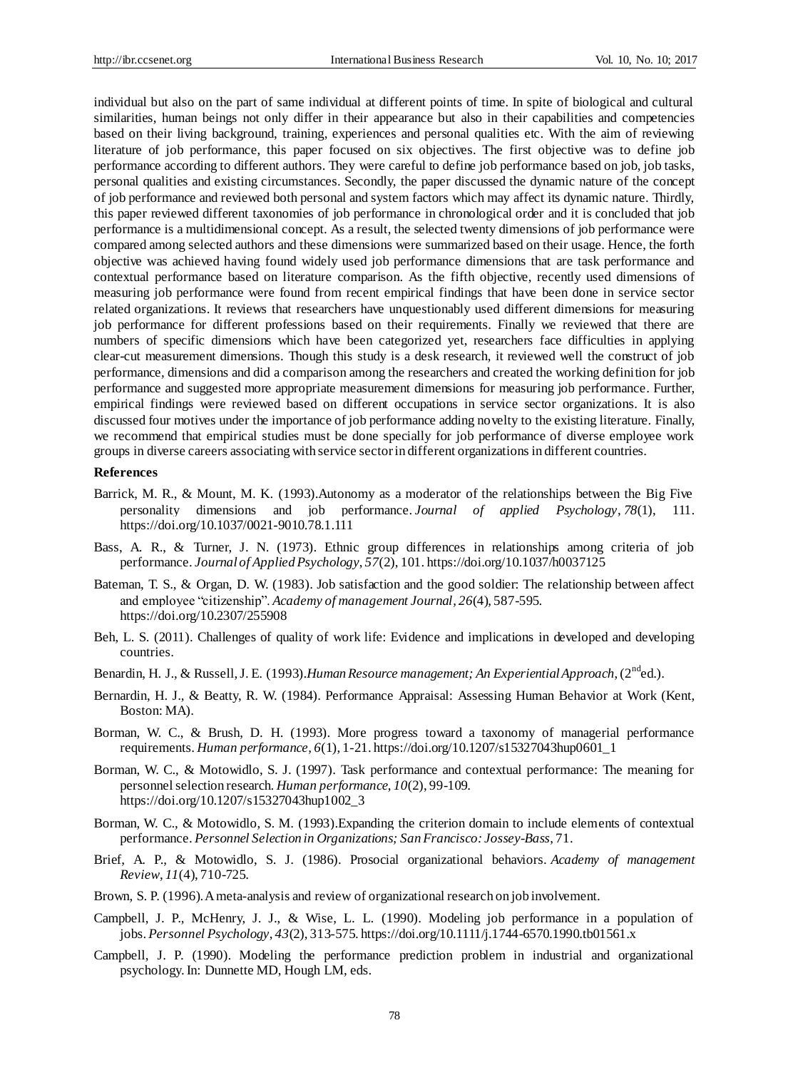individual but also on the part of same individual at different points of time. In spite of biological and cultural similarities, human beings not only differ in their appearance but also in their capabilities and competencies based on their living background, training, experiences and personal qualities etc. With the aim of reviewing literature of job performance, this paper focused on six objectives. The first objective was to define job performance according to different authors. They were careful to define job performance based on job, job tasks, personal qualities and existing circumstances. Secondly, the paper discussed the dynamic nature of the concept of job performance and reviewed both personal and system factors which may affect its dynamic nature. Thirdly, this paper reviewed different taxonomies of job performance in chronological order and it is concluded that job performance is a multidimensional concept. As a result, the selected twenty dimensions of job performance were compared among selected authors and these dimensions were summarized based on their usage. Hence, the forth objective was achieved having found widely used job performance dimensions that are task performance and contextual performance based on literature comparison. As the fifth objective, recently used dimensions of measuring job performance were found from recent empirical findings that have been done in service sector related organizations. It reviews that researchers have unquestionably used different dimensions for measuring job performance for different professions based on their requirements. Finally we reviewed that there are numbers of specific dimensions which have been categorized yet, researchers face difficulties in applying clear-cut measurement dimensions. Though this study is a desk research, it reviewed well the construct of job performance, dimensions and did a comparison among the researchers and created the working definition for job performance and suggested more appropriate measurement dimensions for measuring job performance. Further, empirical findings were reviewed based on different occupations in service sector organizations. It is also discussed four motives under the importance of job performance adding novelty to the existing literature. Finally, we recommend that empirical studies must be done specially for job performance of diverse employee work groups in diverse careers associating with service sector in different organizations in different countries.

## References

Barrick, M. R., & Mount, M. K. (1993).Autonomy as a moderator of the relationships between the Big Five personality dimensions and job performance. *Journal of applied Psychology*, *78*(1), 111. https://doi.org/10.1037/0021-9010.78.1.111

Bass, A. R., & Turner, J. N. (1973). Ethnic group differences in relationships among criteria of job performance. *Journal of Applied Psychology*, *57*(2), 101. https://doi.org/10.1037/h0037125

Bateman, T. S., & Organ, D. W. (1983). Job satisfaction and the good soldier: The relationship between affect and employee "citizenship". *Academy of management Journal*, *26*(4), 587-595. https://doi.org/10.2307/255908

Beh, L. S. (2011). Challenges of quality of work life: Evidence and implications in developed and developing countries.

Benardin, H. J., & Russell, J. E. (1993).*Human Resource management; An Experiential Approach*, (2nd ed.).

Bernardin, H. J., & Beatty, R. W. (1984). Performance Appraisal: Assessing Human Behavior at Work (Kent, Boston: MA).

Borman, W. C., & Brush, D. H. (1993). More progress toward a taxonomy of managerial performance requirements. *Human performance*, *6*(1), 1-21. https://doi.org/10.1207/s15327043hup0601_1

Borman, W. C., & Motowidlo, S. J. (1997). Task performance and contextual performance: The meaning for personnel selection research. *Human performance*, *10*(2), 99-109. https://doi.org/10.1207/s15327043hup1002_3

Borman, W. C., & Motowidlo, S. M. (1993).Expanding the criterion domain to include elements of contextual performance. *Personnel Selection in Organizations; San Francisco: Jossey-Bass*, 71.

Brief, A. P., & Motowidlo, S. J. (1986). Prosocial organizational behaviors. *Academy of management Review*, *11*(4), 710-725.

Brown, S. P. (1996). A meta-analysis and review of organizational research on job involvement.

Campbell, J. P., McHenry, J. J., & Wise, L. L. (1990). Modeling job performance in a population of jobs. *Personnel Psychology*, *43*(2), 313-575. https://doi.org/10.1111/j.1744-6570.1990.tb01561.x

Campbell, J. P. (1990). Modeling the performance prediction problem in industrial and organizational psychology. In: Dunnette MD, Hough LM, eds.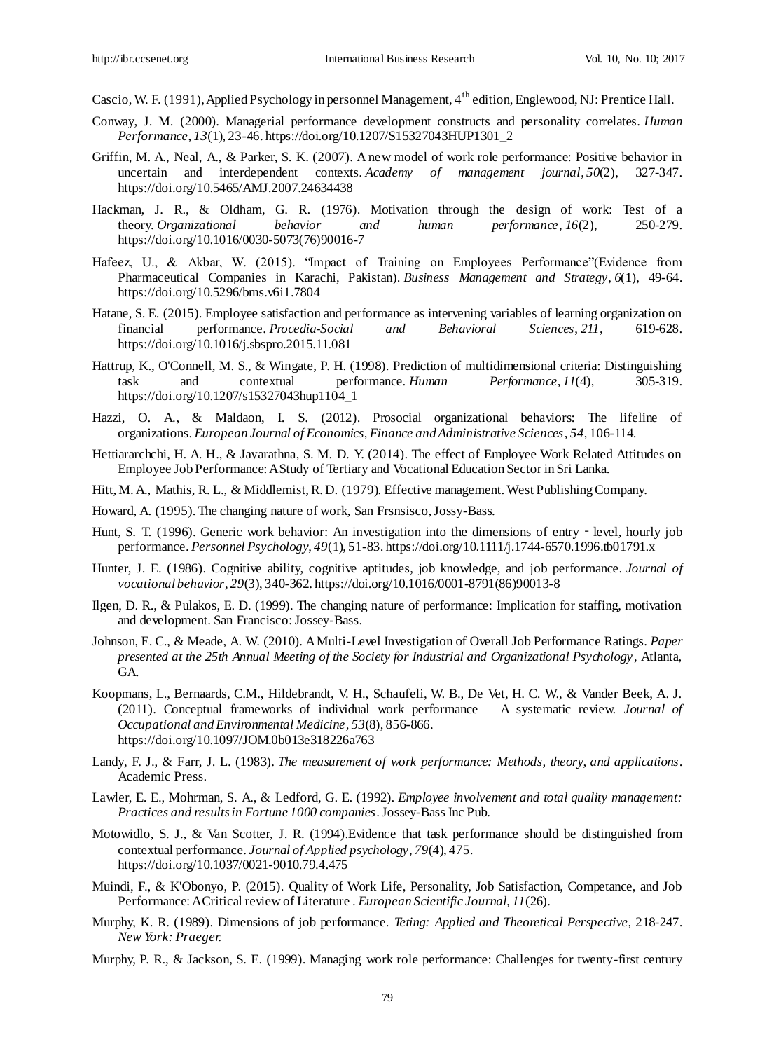Cascio, W. F. (1991), Applied Psychology in personnel Management, 4th edition, Englewood, NJ: Prentice Hall.

Conway, J. M. (2000). Managerial performance development constructs and personality correlates. *Human Performance*, *13*(1), 23-46. https://doi.org/10.1207/S15327043HUP1301_2

Griffin, M. A., Neal, A., & Parker, S. K. (2007). A new model of work role performance: Positive behavior in uncertain and interdependent contexts. *Academy of management journal*, *50*(2), 327-347. https://doi.org/10.5465/AMJ.2007.24634438

Hackman, J. R., & Oldham, G. R. (1976). Motivation through the design of work: Test of a theory. *Organizational behavior and human performance*, *16*(2), 250-279. https://doi.org/10.1016/0030-5073(76)90016-7

Hafeez, U., & Akbar, W. (2015). "Impact of Training on Employees Performance"(Evidence from Pharmaceutical Companies in Karachi, Pakistan). *Business Management and Strategy*, *6*(1), 49-64. https://doi.org/10.5296/bms.v6i1.7804

Hatane, S. E. (2015). Employee satisfaction and performance as intervening variables of learning organization on financial performance. *Procedia-Social and Behavioral Sciences*, *211*, 619-628. https://doi.org/10.1016/j.sbspro.2015.11.081

Hattrup, K., O'Connell, M. S., & Wingate, P. H. (1998). Prediction of multidimensional criteria: Distinguishing task and contextual performance. *Human Performance*, *11*(4), 305-319. https://doi.org/10.1207/s15327043hup1104_1

Hazzi, O. A., & Maldaon, I. S. (2012). Prosocial organizational behaviors: The lifeline of organizations. *European Journal of Economics, Finance and Administrative Sciences*, *54*, 106-114.

Hettiararchchi, H. A. H., & Jayarathna, S. M. D. Y. (2014). The effect of Employee Work Related Attitudes on Employee Job Performance: A Study of Tertiary and Vocational Education Sector in Sri Lanka.

Hitt, M. A., Mathis, R. L., & Middlemist, R. D. (1979). Effective management. West Publishing Company.

Howard, A. (1995). The changing nature of work, San Frsnsisco, Jossy-Bass.

Hunt, S. T. (1996). Generic work behavior: An investigation into the dimensions of entry‐level, hourly job performance. *Personnel Psychology*, *49*(1), 51-83. https://doi.org/10.1111/j.1744-6570.1996.tb01791.x

Hunter, J. E. (1986). Cognitive ability, cognitive aptitudes, job knowledge, and job performance. *Journal of vocational behavior*, *29*(3), 340-362. https://doi.org/10.1016/0001-8791(86)90013-8

Ilgen, D. R., & Pulakos, E. D. (1999). The changing nature of performance: Implication for staffing, motivation and development. San Francisco: Jossey-Bass.

Johnson, E. C., & Meade, A. W. (2010). A Multi-Level Investigation of Overall Job Performance Ratings. *Paper presented at the 25th Annual Meeting of the Society for Industrial and Organizational Psychology*, Atlanta, GA.

Koopmans, L., Bernaards, C.M., Hildebrandt, V. H., Schaufeli, W. B., De Vet, H. C. W., & Vander Beek, A. J. (2011). Conceptual frameworks of individual work performance – A systematic review. *Journal of Occupational and Environmental Medicine*, *53*(8), 856-866. https://doi.org/10.1097/JOM.0b013e318226a763

Landy, F. J., & Farr, J. L. (1983). *The measurement of work performance: Methods, theory, and applications*. Academic Press.

Lawler, E. E., Mohrman, S. A., & Ledford, G. E. (1992). *Employee involvement and total quality management: Practices and results in Fortune 1000 companies*. Jossey-Bass Inc Pub.

Motowidlo, S. J., & Van Scotter, J. R. (1994).Evidence that task performance should be distinguished from contextual performance. *Journal of Applied psychology*, *79*(4), 475. https://doi.org/10.1037/0021-9010.79.4.475

Muindi, F., & K'Obonyo, P. (2015). Quality of Work Life, Personality, Job Satisfaction, Competance, and Job Performance: A Critical review of Literature . *European Scientific Journal*, *11*(26).

Murphy, K. R. (1989). Dimensions of job performance. *Teting: Applied and Theoretical Perspective*, 218-247. *New York: Praeger.*

Murphy, P. R., & Jackson, S. E. (1999). Managing work role performance: Challenges for twenty-first century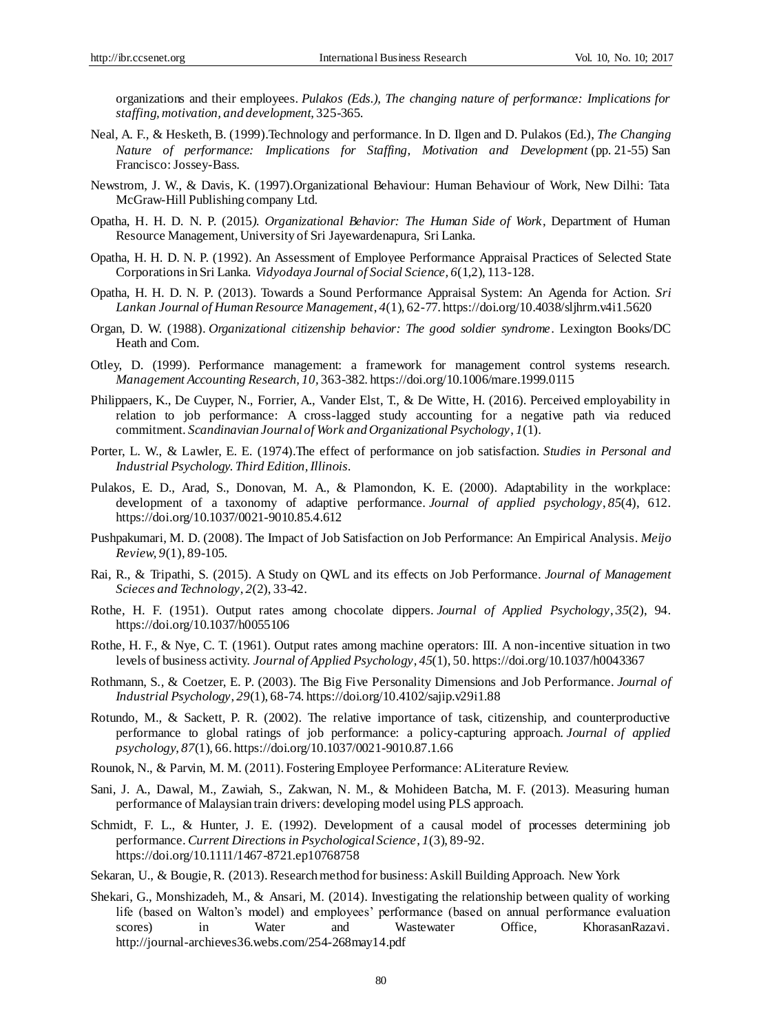organizations and their employees. *Pulakos (Eds.), The changing nature of performance: Implications for staffing, motivation, and development*, 325-365.

Neal, A. F., & Hesketh, B. (1999).Technology and performance. In D. Ilgen and D. Pulakos (Ed.), *The Changing Nature of performance: Implications for Staffing, Motivation and Development* (pp. 21-55) San Francisco: Jossey-Bass.

Newstrom, J. W., & Davis, K. (1997).Organizational Behaviour: Human Behaviour of Work, New Dilhi: Tata McGraw-Hill Publishing company Ltd.

Opatha, H. H. D. N. P. (2015*). Organizational Behavior: The Human Side of Work*, Department of Human Resource Management, University of Sri Jayewardenapura, Sri Lanka.

Opatha, H. H. D. N. P. (1992). An Assessment of Employee Performance Appraisal Practices of Selected State Corporations in Sri Lanka. *Vidyodaya Journal of Social Science, 6*(1,2), 113-128.

Opatha, H. H. D. N. P. (2013). Towards a Sound Performance Appraisal System: An Agenda for Action. *Sri Lankan Journal of Human Resource Management*, *4*(1), 62-77. https://doi.org/10.4038/sljhrm.v4i1.5620

Organ, D. W. (1988). *Organizational citizenship behavior: The good soldier syndrome*. Lexington Books/DC Heath and Com.

Otley, D. (1999). Performance management: a framework for management control systems research. *Management Accounting Research, 10*, 363-382. https://doi.org/10.1006/mare.1999.0115

Philippaers, K., De Cuyper, N., Forrier, A., Vander Elst, T., & De Witte, H. (2016). Perceived employability in relation to job performance: A cross-lagged study accounting for a negative path via reduced commitment. *Scandinavian Journal of Work and Organizational Psychology*, *1*(1).

Porter, L. W., & Lawler, E. E. (1974).The effect of performance on job satisfaction. *Studies in Personal and Industrial Psychology. Third Edition, Illinois.*

Pulakos, E. D., Arad, S., Donovan, M. A., & Plamondon, K. E. (2000). Adaptability in the workplace: development of a taxonomy of adaptive performance. *Journal of applied psychology*, *85*(4), 612. https://doi.org/10.1037/0021-9010.85.4.612

Pushpakumari, M. D. (2008). The Impact of Job Satisfaction on Job Performance: An Empirical Analysis. *Meijo Review, 9*(1), 89-105.

Rai, R., & Tripathi, S. (2015). A Study on QWL and its effects on Job Performance. *Journal of Management Scieces and Technology*, *2*(2), 33-42.

Rothe, H. F. (1951). Output rates among chocolate dippers. *Journal of Applied Psychology*, *35*(2), 94. https://doi.org/10.1037/h0055106

Rothe, H. F., & Nye, C. T. (1961). Output rates among machine operators: III. A non-incentive situation in two levels of business activity. *Journal of Applied Psychology*, *45*(1), 50. https://doi.org/10.1037/h0043367

Rothmann, S., & Coetzer, E. P. (2003). The Big Five Personality Dimensions and Job Performance. *Journal of Industrial Psychology*, *29*(1), 68-74. https://doi.org/10.4102/sajip.v29i1.88

Rotundo, M., & Sackett, P. R. (2002). The relative importance of task, citizenship, and counterproductive performance to global ratings of job performance: a policy-capturing approach. *Journal of applied psychology*, *87*(1), 66. https://doi.org/10.1037/0021-9010.87.1.66

Rounok, N., & Parvin, M. M. (2011). Fostering Employee Performance: A Literature Review.

Sani, J. A., Dawal, M., Zawiah, S., Zakwan, N. M., & Mohideen Batcha, M. F. (2013). Measuring human performance of Malaysian train drivers: developing model using PLS approach.

Schmidt, F. L., & Hunter, J. E. (1992). Development of a causal model of processes determining job performance. *Current Directions in Psychological Science*, *1*(3), 89-92. https://doi.org/10.1111/1467-8721.ep10768758

Sekaran, U., & Bougie, R. (2013). Research method for business: A skill Building Approach. New York

Shekari, G., Monshizadeh, M., & Ansari, M. (2014). Investigating the relationship between quality of working life (based on Walton's model) and employees' performance (based on annual performance evaluation scores) in Water and Wastewater Office, KhorasanRazavi. http://journal-archieves36.webs.com/254-268may14.pdf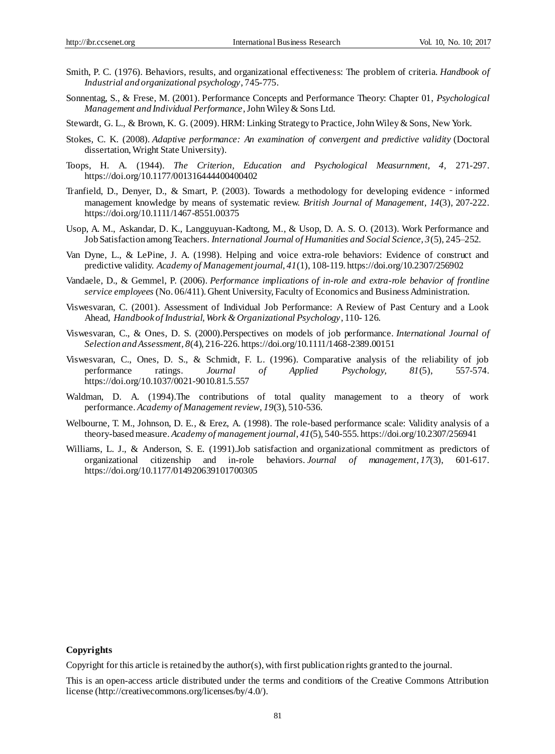Smith, P. C. (1976). Behaviors, results, and organizational effectiveness: The problem of criteria. *Handbook of Industrial and organizational psychology*, 745-775.

Sonnentag, S., & Frese, M. (2001). Performance Concepts and Performance Theory: Chapter 01, *Psychological Management and Individual Performance*, John Wiley & Sons Ltd.

Stewardt, G. L., & Brown, K. G. (2009). HRM: Linking Strategy to Practice, John Wiley & Sons, New York.

Stokes, C. K. (2008). *Adaptive performance: An examination of convergent and predictive validity* (Doctoral dissertation, Wright State University).

Toops, H. A. (1944). *The Criterion, Education and Psychological Measurnment, 4*, 271-297. https://doi.org/10.1177/001316444400400402

Tranfield, D., Denyer, D., & Smart, P. (2003). Towards a methodology for developing evidence‐informed management knowledge by means of systematic review. *British Journal of Management*, *14*(3), 207-222. https://doi.org/10.1111/1467-8551.00375

Usop, A. M., Askandar, D. K., Langguyuan-Kadtong, M., & Usop, D. A. S. O. (2013). Work Performance and Job Satisfaction among Teachers. *International Journal of Humanities and Social Science, 3*(5), 245–252.

Van Dyne, L., & LePine, J. A. (1998). Helping and voice extra-role behaviors: Evidence of construct and predictive validity. *Academy of Management journal*, *41*(1), 108-119. https://doi.org/10.2307/256902

Vandaele, D., & Gemmel, P. (2006). *Performance implications of in-role and extra-role behavior of frontline service employees* (No. 06/411). Ghent University, Faculty of Economics and Business Administration.

Viswesvaran, C. (2001). Assessment of Individual Job Performance: A Review of Past Century and a Look Ahead, *Handbook of Industrial, Work & Organizational Psychology*, 110- 126.

Viswesvaran, C., & Ones, D. S. (2000).Perspectives on models of job performance. *International Journal of Selection and Assessment*, *8*(4), 216-226. https://doi.org/10.1111/1468-2389.00151

Viswesvaran, C., Ones, D. S., & Schmidt, F. L. (1996). Comparative analysis of the reliability of job performance ratings. *Journal of Applied Psychology*, *81*(5), 557-574. https://doi.org/10.1037/0021-9010.81.5.557

Waldman, D. A. (1994).The contributions of total quality management to a theory of work performance. *Academy of Management review*, *19*(3), 510-536.

Welbourne, T. M., Johnson, D. E., & Erez, A. (1998). The role-based performance scale: Validity analysis of a theory-based measure. *Academy of management journal*, *41*(5), 540-555. https://doi.org/10.2307/256941

Williams, L. J., & Anderson, S. E. (1991).Job satisfaction and organizational commitment as predictors of organizational citizenship and in-role behaviors. *Journal of management*, *17*(3), 601-617. https://doi.org/10.1177/014920639101700305

**Copyrights**

Copyright for this article is retained by the author(s), with first publication rights granted to the journal.

This is an open-access article distributed under the terms and conditions of the Creative Commons Attribution license (http://creativecommons.org/licenses/by/4.0/).